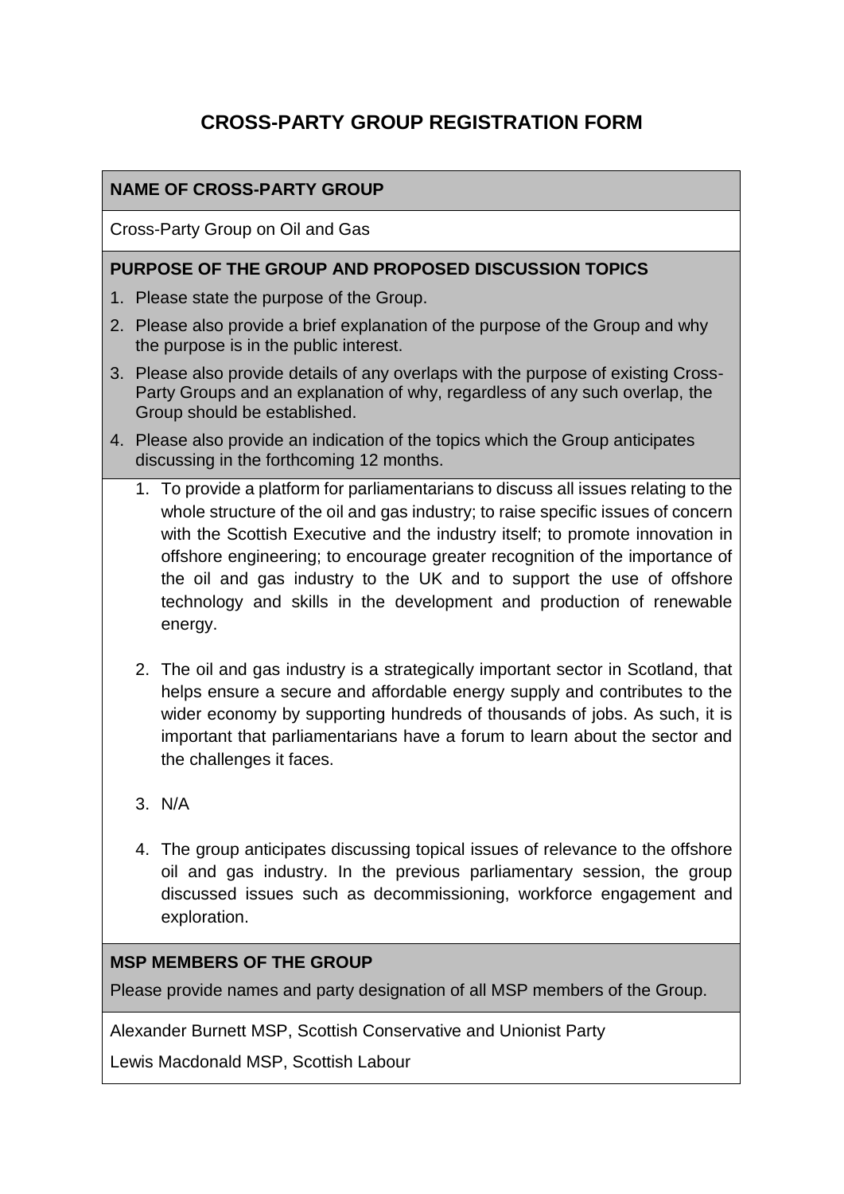# CROSS-PARTY GROUP REGISTRATION FORM

## NAME OF CROSS-PARTY GROUP

Cross-Party Group on Oil and Gas

## PURPOSE OF THE GROUP AND PROPOSED DISCUSSION TOPICS

1. Please state the purpose of the Group.
2. Please also provide a brief explanation of the purpose of the Group and why the purpose is in the public interest.
3. Please also provide details of any overlaps with the purpose of existing Cross-Party Groups and an explanation of why, regardless of any such overlap, the Group should be established.
4. Please also provide an indication of the topics which the Group anticipates discussing in the forthcoming 12 months.

1. To provide a platform for parliamentarians to discuss all issues relating to the whole structure of the oil and gas industry; to raise specific issues of concern with the Scottish Executive and the industry itself; to promote innovation in offshore engineering; to encourage greater recognition of the importance of the oil and gas industry to the UK and to support the use of offshore technology and skills in the development and production of renewable energy.

2. The oil and gas industry is a strategically important sector in Scotland, that helps ensure a secure and affordable energy supply and contributes to the wider economy by supporting hundreds of thousands of jobs. As such, it is important that parliamentarians have a forum to learn about the sector and the challenges it faces.

3. N/A

4. The group anticipates discussing topical issues of relevance to the offshore oil and gas industry. In the previous parliamentary session, the group discussed issues such as decommissioning, workforce engagement and exploration.

## MSP MEMBERS OF THE GROUP

Please provide names and party designation of all MSP members of the Group.

Alexander Burnett MSP, Scottish Conservative and Unionist Party

Lewis Macdonald MSP, Scottish Labour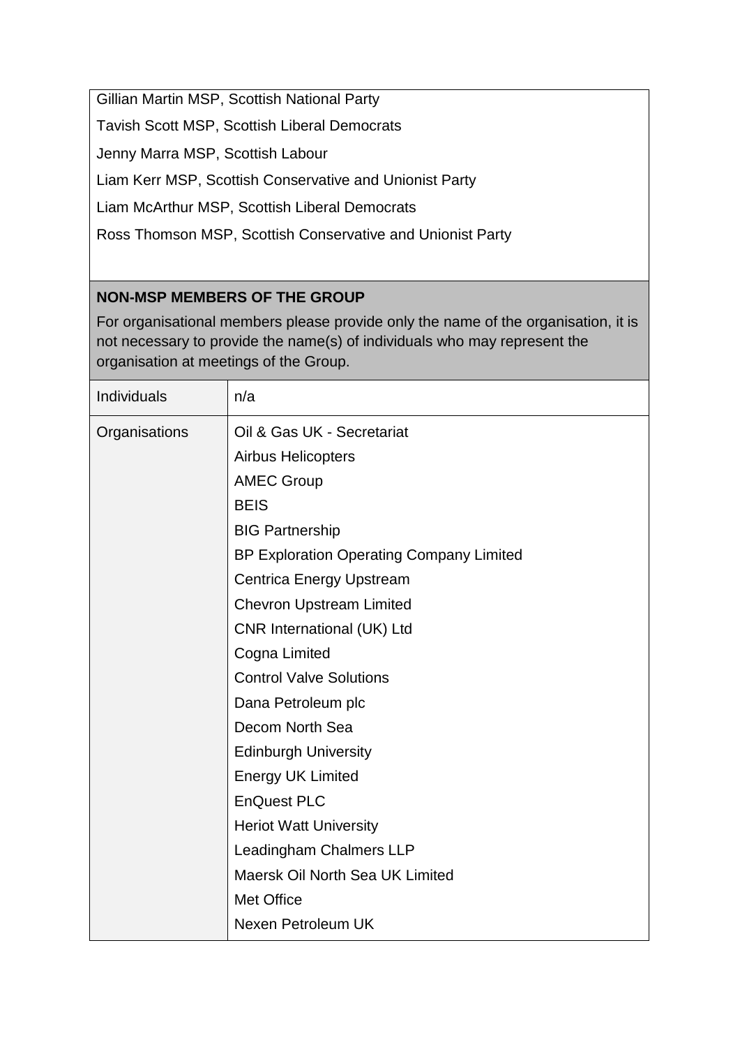Gillian Martin MSP, Scottish National Party

Tavish Scott MSP, Scottish Liberal Democrats

Jenny Marra MSP, Scottish Labour

Liam Kerr MSP, Scottish Conservative and Unionist Party

Liam McArthur MSP, Scottish Liberal Democrats

Ross Thomson MSP, Scottish Conservative and Unionist Party

**NON-MSP MEMBERS OF THE GROUP**

For organisational members please provide only the name of the organisation, it is not necessary to provide the name(s) of individuals who may represent the organisation at meetings of the Group.

| | |
|---|---|
| Individuals | n/a |
| Organisations | Oil & Gas UK - Secretariat<br>Airbus Helicopters<br>AMEC Group<br>BEIS<br>BIG Partnership<br>BP Exploration Operating Company Limited<br>Centrica Energy Upstream<br>Chevron Upstream Limited<br>CNR International (UK) Ltd<br>Cogna Limited<br>Control Valve Solutions<br>Dana Petroleum plc<br>Decom North Sea<br>Edinburgh University<br>Energy UK Limited<br>EnQuest PLC<br>Heriot Watt University<br>Leadingham Chalmers LLP<br>Maersk Oil North Sea UK Limited<br>Met Office<br>Nexen Petroleum UK |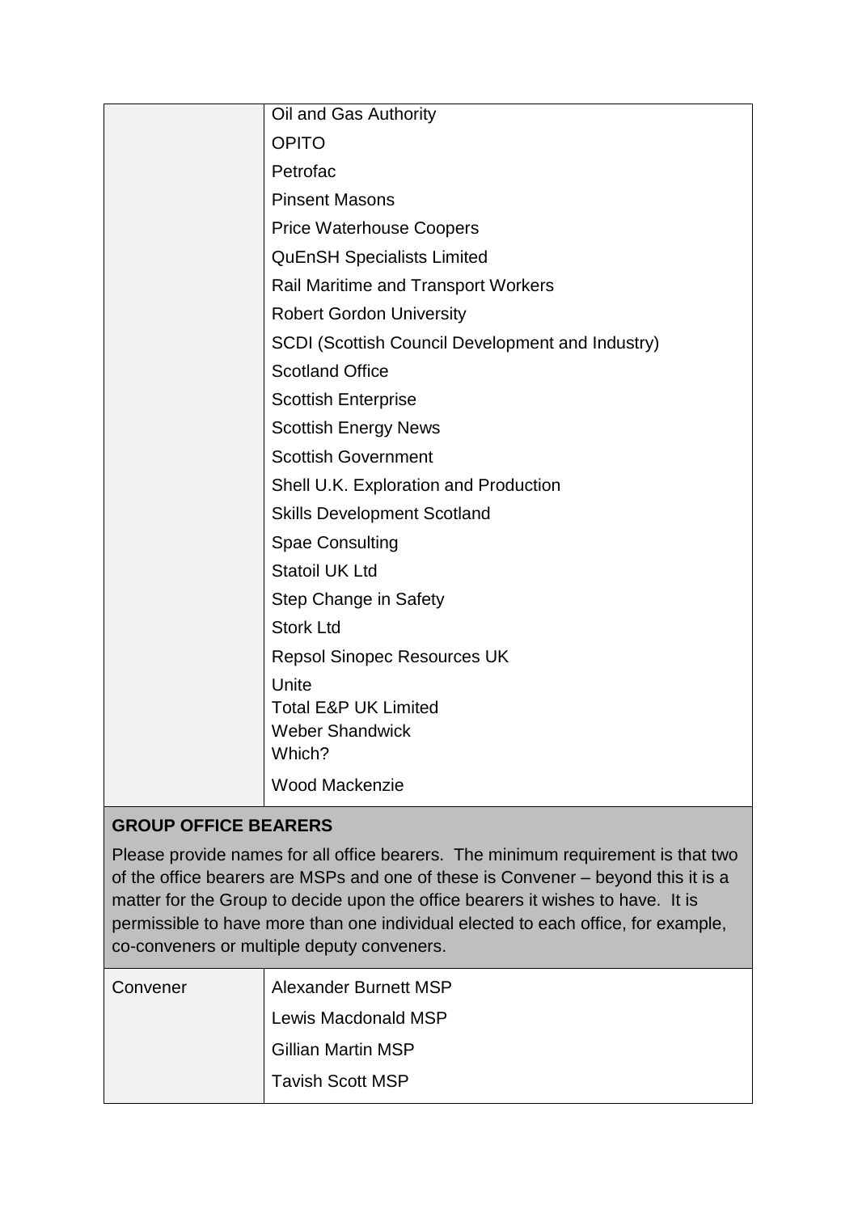| | |
|---|---|
| | Oil and Gas Authority |
| | OPITO |
| | Petrofac |
| | Pinsent Masons |
| | Price Waterhouse Coopers |
| | QuEnSH Specialists Limited |
| | Rail Maritime and Transport Workers |
| | Robert Gordon University |
| | SCDI (Scottish Council Development and Industry) |
| | Scotland Office |
| | Scottish Enterprise |
| | Scottish Energy News |
| | Scottish Government |
| | Shell U.K. Exploration and Production |
| | Skills Development Scotland |
| | Spae Consulting |
| | Statoil UK Ltd |
| | Step Change in Safety |
| | Stork Ltd |
| | Repsol Sinopec Resources UK |
| | Unite |
| | Total E&P UK Limited |
| | Weber Shandwick |
| | Which? |
| | Wood Mackenzie |

**GROUP OFFICE BEARERS**

Please provide names for all office bearers. The minimum requirement is that two of the office bearers are MSPs and one of these is Convener – beyond this it is a matter for the Group to decide upon the office bearers it wishes to have. It is permissible to have more than one individual elected to each office, for example, co-conveners or multiple deputy conveners.

| | |
|---|---|
| Convener | Alexander Burnett MSP |
| | Lewis Macdonald MSP |
| | Gillian Martin MSP |
| | Tavish Scott MSP |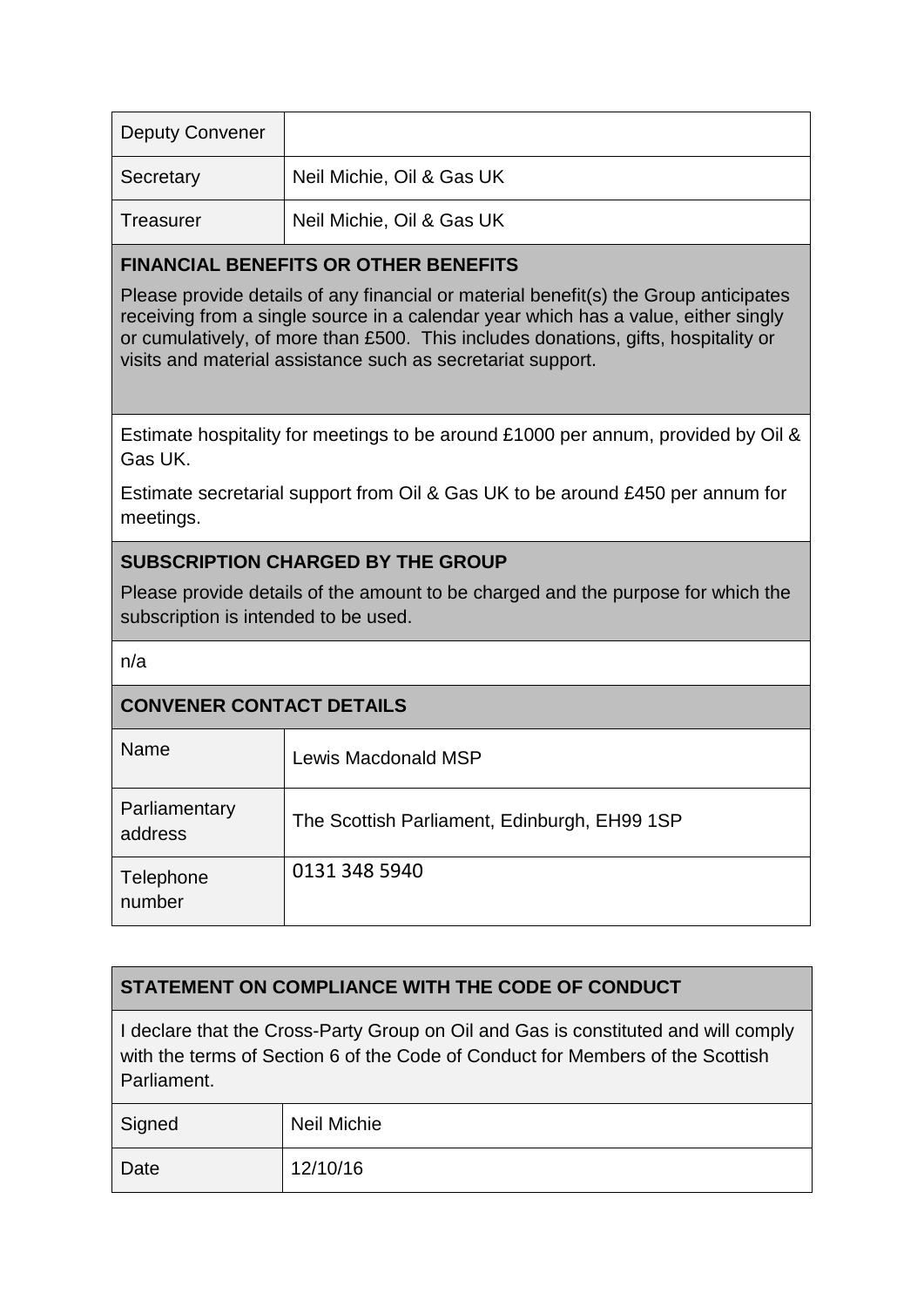| | |
|---|---|
| Deputy Convener | |
| Secretary | Neil Michie, Oil & Gas UK |
| Treasurer | Neil Michie, Oil & Gas UK |

**FINANCIAL BENEFITS OR OTHER BENEFITS**

Please provide details of any financial or material benefit(s) the Group anticipates receiving from a single source in a calendar year which has a value, either singly or cumulatively, of more than £500. This includes donations, gifts, hospitality or visits and material assistance such as secretariat support.

Estimate hospitality for meetings to be around £1000 per annum, provided by Oil & Gas UK.

Estimate secretarial support from Oil & Gas UK to be around £450 per annum for meetings.

**SUBSCRIPTION CHARGED BY THE GROUP**

Please provide details of the amount to be charged and the purpose for which the subscription is intended to be used.

n/a

**CONVENER CONTACT DETAILS**

| | |
|---|---|
| Name | Lewis Macdonald MSP |
| Parliamentary address | The Scottish Parliament, Edinburgh, EH99 1SP |
| Telephone number | 0131 348 5940 |

**STATEMENT ON COMPLIANCE WITH THE CODE OF CONDUCT**

I declare that the Cross-Party Group on Oil and Gas is constituted and will comply with the terms of Section 6 of the Code of Conduct for Members of the Scottish Parliament.

| | |
|---|---|
| Signed | Neil Michie |
| Date | 12/10/16 |